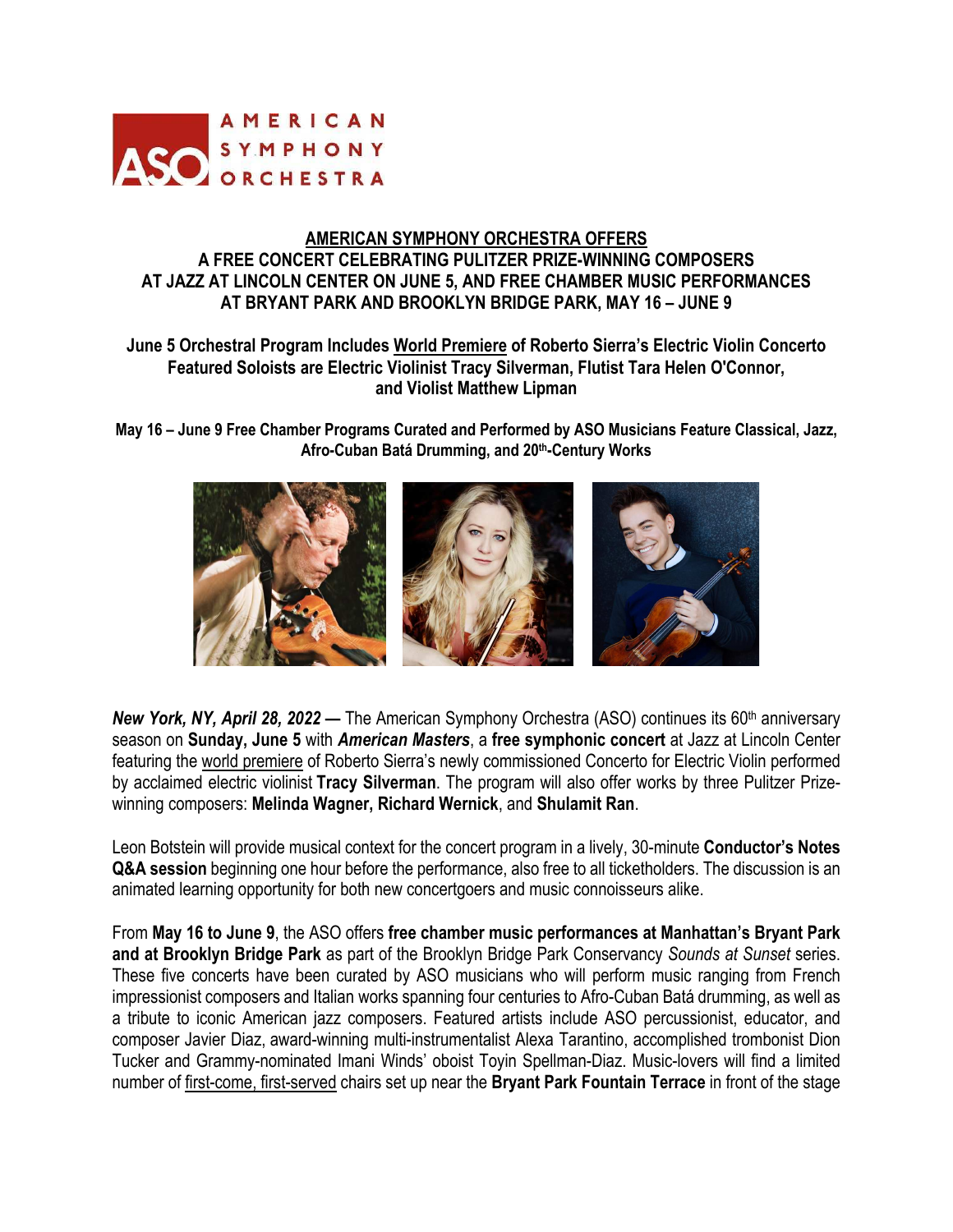AMERICAN SYMPHONY ORCHESTRA

# AMERICAN SYMPHONY ORCHESTRA OFFERS A FREE CONCERT CELEBRATING PULITZER PRIZE-WINNING COMPOSERS AT JAZZ AT LINCOLN CENTER ON JUNE 5, AND FREE CHAMBER MUSIC PERFORMANCES AT BRYANT PARK AND BROOKLYN BRIDGE PARK, MAY 16 – JUNE 9

**June 5 Orchestral Program Includes World Premiere of Roberto Sierra's Electric Violin Concerto**
**Featured Soloists are Electric Violinist Tracy Silverman, Flutist Tara Helen O'Connor, and Violist Matthew Lipman**

**May 16 – June 9 Free Chamber Programs Curated and Performed by ASO Musicians Feature Classical, Jazz, Afro-Cuban Batá Drumming, and 20th-Century Works**

***New York, NY, April 28, 2022 —*** The American Symphony Orchestra (ASO) continues its 60th anniversary season on **Sunday, June 5** with ***American Masters***, a **free symphonic concert** at Jazz at Lincoln Center featuring the world premiere of Roberto Sierra's newly commissioned Concerto for Electric Violin performed by acclaimed electric violinist **Tracy Silverman**. The program will also offer works by three Pulitzer Prize-winning composers: **Melinda Wagner, Richard Wernick**, and **Shulamit Ran**.

Leon Botstein will provide musical context for the concert program in a lively, 30-minute **Conductor's Notes Q&A session** beginning one hour before the performance, also free to all ticketholders. The discussion is an animated learning opportunity for both new concertgoers and music connoisseurs alike.

From **May 16 to June 9**, the ASO offers **free chamber music performances at Manhattan's Bryant Park and at Brooklyn Bridge Park** as part of the Brooklyn Bridge Park Conservancy *Sounds at Sunset* series. These five concerts have been curated by ASO musicians who will perform music ranging from French impressionist composers and Italian works spanning four centuries to Afro-Cuban Batá drumming, as well as a tribute to iconic American jazz composers. Featured artists include ASO percussionist, educator, and composer Javier Diaz, award-winning multi-instrumentalist Alexa Tarantino, accomplished trombonist Dion Tucker and Grammy-nominated Imani Winds' oboist Toyin Spellman-Diaz. Music-lovers will find a limited number of first-come, first-served chairs set up near the **Bryant Park Fountain Terrace** in front of the stage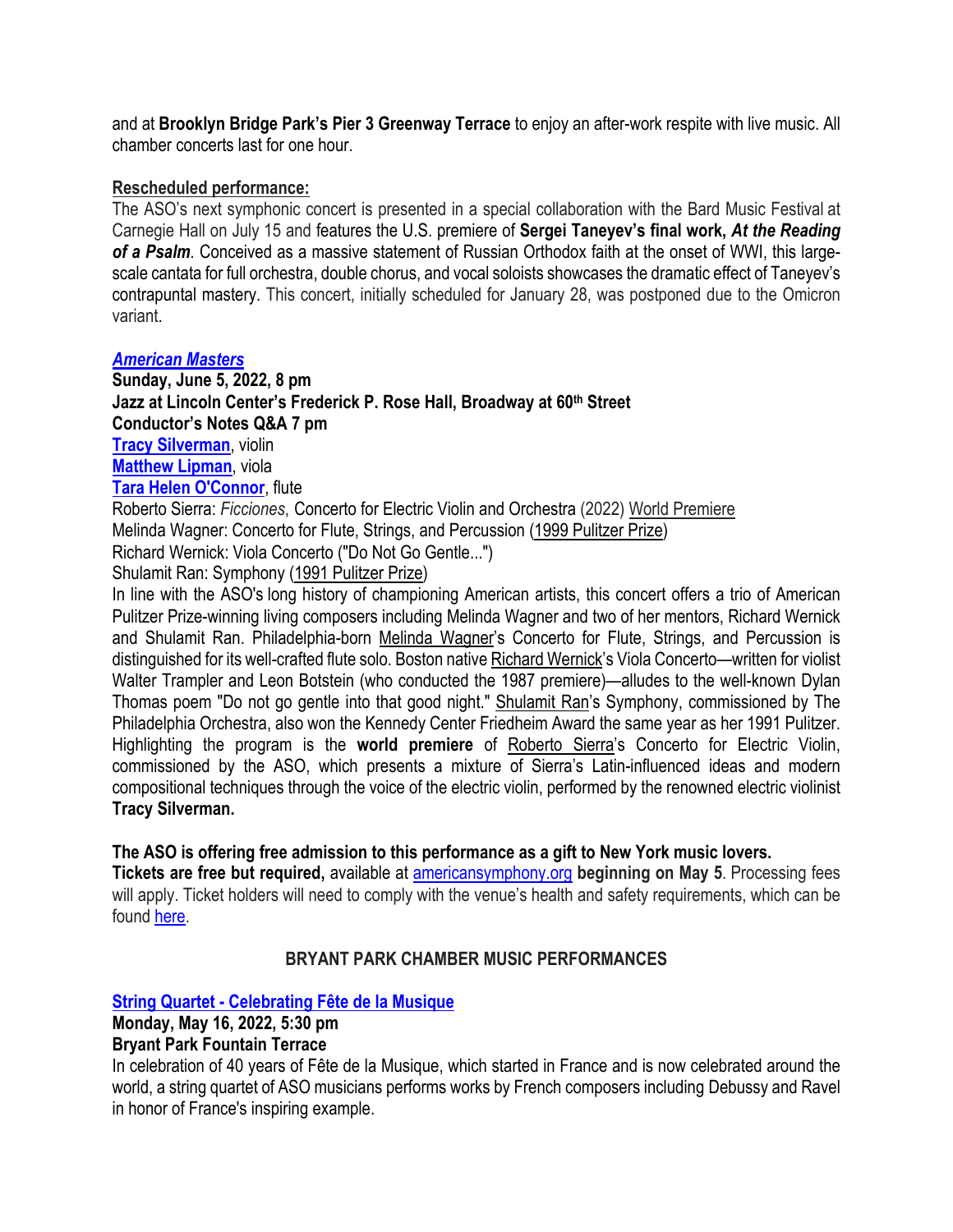and at **Brooklyn Bridge Park's Pier 3 Greenway Terrace** to enjoy an after-work respite with live music. All chamber concerts last for one hour.

**Rescheduled performance:**

The ASO's next symphonic concert is presented in a special collaboration with the Bard Music Festival at Carnegie Hall on July 15 and features the U.S. premiere of **Sergei Taneyev's final work, *At the Reading of a Psalm***. Conceived as a massive statement of Russian Orthodox faith at the onset of WWI, this large-scale cantata for full orchestra, double chorus, and vocal soloists showcases the dramatic effect of Taneyev's contrapuntal mastery. This concert, initially scheduled for January 28, was postponed due to the Omicron variant.

***American Masters***

**Sunday, June 5, 2022, 8 pm**
**Jazz at Lincoln Center's Frederick P. Rose Hall, Broadway at 60th Street**
**Conductor's Notes Q&A 7 pm**
**Tracy Silverman**, violin
**Matthew Lipman**, viola
**Tara Helen O'Connor**, flute
Roberto Sierra: *Ficciones*, Concerto for Electric Violin and Orchestra (2022) World Premiere
Melinda Wagner: Concerto for Flute, Strings, and Percussion (1999 Pulitzer Prize)
Richard Wernick: Viola Concerto ("Do Not Go Gentle...")
Shulamit Ran: Symphony (1991 Pulitzer Prize)

In line with the ASO's long history of championing American artists, this concert offers a trio of American Pulitzer Prize-winning living composers including Melinda Wagner and two of her mentors, Richard Wernick and Shulamit Ran. Philadelphia-born Melinda Wagner's Concerto for Flute, Strings, and Percussion is distinguished for its well-crafted flute solo. Boston native Richard Wernick's Viola Concerto—written for violist Walter Trampler and Leon Botstein (who conducted the 1987 premiere)—alludes to the well-known Dylan Thomas poem "Do not go gentle into that good night." Shulamit Ran's Symphony, commissioned by The Philadelphia Orchestra, also won the Kennedy Center Friedheim Award the same year as her 1991 Pulitzer. Highlighting the program is the **world premiere** of Roberto Sierra's Concerto for Electric Violin, commissioned by the ASO, which presents a mixture of Sierra's Latin-influenced ideas and modern compositional techniques through the voice of the electric violin, performed by the renowned electric violinist **Tracy Silverman.**

**The ASO is offering free admission to this performance as a gift to New York music lovers.**
**Tickets are free but required,** available at americansymphony.org **beginning on May 5**. Processing fees will apply. Ticket holders will need to comply with the venue's health and safety requirements, which can be found here.

## BRYANT PARK CHAMBER MUSIC PERFORMANCES

**String Quartet - Celebrating Fête de la Musique**

**Monday, May 16, 2022, 5:30 pm**
**Bryant Park Fountain Terrace**

In celebration of 40 years of Fête de la Musique, which started in France and is now celebrated around the world, a string quartet of ASO musicians performs works by French composers including Debussy and Ravel in honor of France's inspiring example.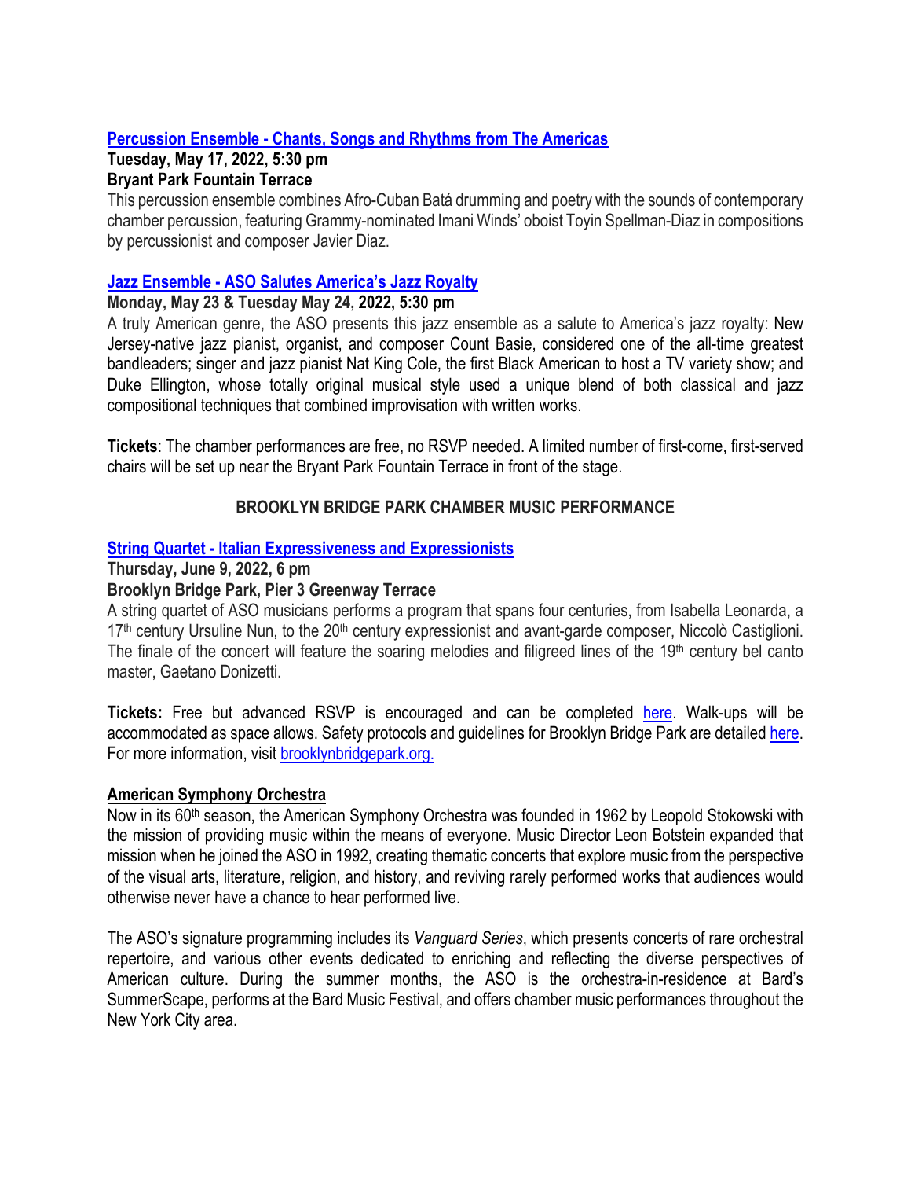### [Percussion Ensemble - Chants, Songs and Rhythms from The Americas]

**Tuesday, May 17, 2022, 5:30 pm**
**Bryant Park Fountain Terrace**

This percussion ensemble combines Afro-Cuban Batá drumming and poetry with the sounds of contemporary chamber percussion, featuring Grammy-nominated Imani Winds' oboist Toyin Spellman-Diaz in compositions by percussionist and composer Javier Diaz.

### [Jazz Ensemble - ASO Salutes America's Jazz Royalty]

**Monday, May 23 & Tuesday May 24, 2022, 5:30 pm**

A truly American genre, the ASO presents this jazz ensemble as a salute to America's jazz royalty: New Jersey-native jazz pianist, organist, and composer Count Basie, considered one of the all-time greatest bandleaders; singer and jazz pianist Nat King Cole, the first Black American to host a TV variety show; and Duke Ellington, whose totally original musical style used a unique blend of both classical and jazz compositional techniques that combined improvisation with written works.

**Tickets**: The chamber performances are free, no RSVP needed. A limited number of first-come, first-served chairs will be set up near the Bryant Park Fountain Terrace in front of the stage.

## BROOKLYN BRIDGE PARK CHAMBER MUSIC PERFORMANCE

### [String Quartet - Italian Expressiveness and Expressionists]

**Thursday, June 9, 2022, 6 pm**
**Brooklyn Bridge Park, Pier 3 Greenway Terrace**

A string quartet of ASO musicians performs a program that spans four centuries, from Isabella Leonarda, a 17th century Ursuline Nun, to the 20th century expressionist and avant-garde composer, Niccolò Castiglioni. The finale of the concert will feature the soaring melodies and filigreed lines of the 19th century bel canto master, Gaetano Donizetti.

**Tickets:** Free but advanced RSVP is encouraged and can be completed [here]. Walk-ups will be accommodated as space allows. Safety protocols and guidelines for Brooklyn Bridge Park are detailed [here]. For more information, visit [brooklynbridgepark.org.]

### American Symphony Orchestra

Now in its 60th season, the American Symphony Orchestra was founded in 1962 by Leopold Stokowski with the mission of providing music within the means of everyone. Music Director Leon Botstein expanded that mission when he joined the ASO in 1992, creating thematic concerts that explore music from the perspective of the visual arts, literature, religion, and history, and reviving rarely performed works that audiences would otherwise never have a chance to hear performed live.

The ASO's signature programming includes its *Vanguard Series*, which presents concerts of rare orchestral repertoire, and various other events dedicated to enriching and reflecting the diverse perspectives of American culture. During the summer months, the ASO is the orchestra-in-residence at Bard's SummerScape, performs at the Bard Music Festival, and offers chamber music performances throughout the New York City area.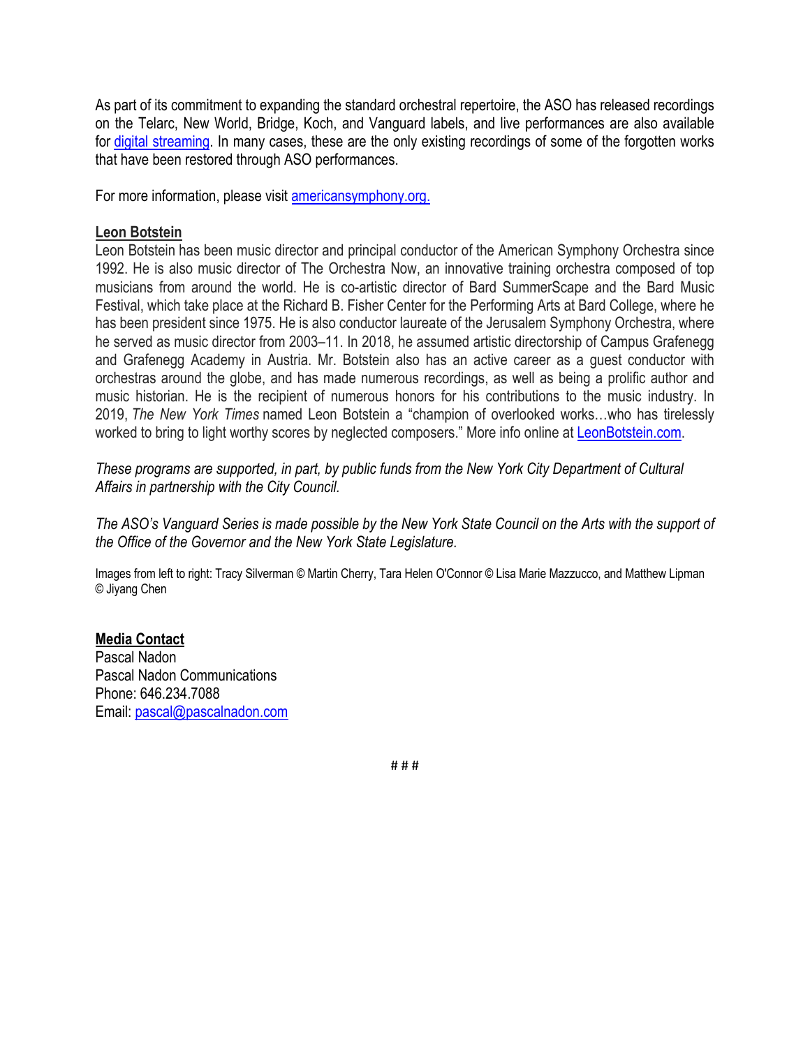As part of its commitment to expanding the standard orchestral repertoire, the ASO has released recordings on the Telarc, New World, Bridge, Koch, and Vanguard labels, and live performances are also available for [digital streaming](). In many cases, these are the only existing recordings of some of the forgotten works that have been restored through ASO performances.

For more information, please visit [americansymphony.org.]()

**Leon Botstein**

Leon Botstein has been music director and principal conductor of the American Symphony Orchestra since 1992. He is also music director of The Orchestra Now, an innovative training orchestra composed of top musicians from around the world. He is co-artistic director of Bard SummerScape and the Bard Music Festival, which take place at the Richard B. Fisher Center for the Performing Arts at Bard College, where he has been president since 1975. He is also conductor laureate of the Jerusalem Symphony Orchestra, where he served as music director from 2003–11. In 2018, he assumed artistic directorship of Campus Grafenegg and Grafenegg Academy in Austria. Mr. Botstein also has an active career as a guest conductor with orchestras around the globe, and has made numerous recordings, as well as being a prolific author and music historian. He is the recipient of numerous honors for his contributions to the music industry. In 2019, *The New York Times* named Leon Botstein a "champion of overlooked works…who has tirelessly worked to bring to light worthy scores by neglected composers." More info online at [LeonBotstein.com]().

*These programs are supported, in part, by public funds from the New York City Department of Cultural Affairs in partnership with the City Council.*

*The ASO's Vanguard Series is made possible by the New York State Council on the Arts with the support of the Office of the Governor and the New York State Legislature.*

Images from left to right: Tracy Silverman © Martin Cherry, Tara Helen O'Connor © Lisa Marie Mazzucco, and Matthew Lipman © Jiyang Chen

**Media Contact**

Pascal Nadon
Pascal Nadon Communications
Phone: 646.234.7088
Email: [pascal@pascalnadon.com]()

# # #